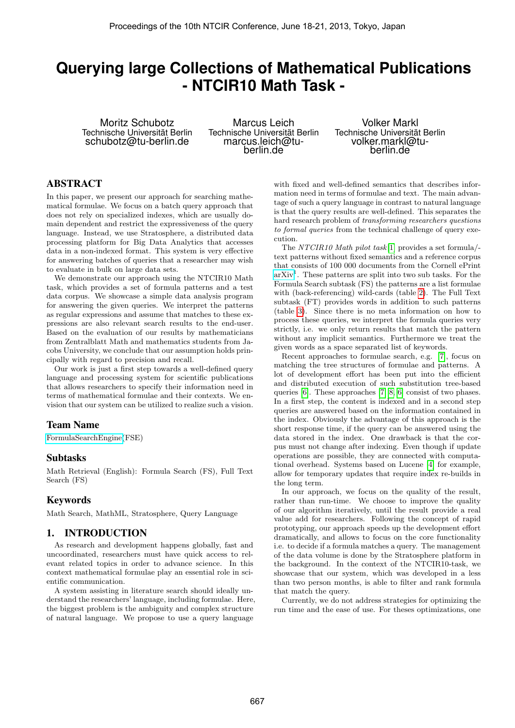# Querying large Collections of Mathematical Publications - NTCIR10 Math Task -

Moritz Schubotz
Technische Universität Berlin
schubotz@tu-berlin.de

Marcus Leich
Technische Universität Berlin
marcus.leich@tu-berlin.de

Volker Markl
Technische Universität Berlin
volker.markl@tu-berlin.de

## ABSTRACT

In this paper, we present our approach for searching mathematical formulae. We focus on a batch query approach that does not rely on specialized indexes, which are usually domain dependent and restrict the expressiveness of the query language. Instead, we use Stratosphere, a distributed data processing platform for Big Data Analytics that accesses data in a non-indexed format. This system is very effective for answering batches of queries that a researcher may wish to evaluate in bulk on large data sets.

We demonstrate our approach using the NTCIR10 Math task, which provides a set of formula patterns and a test data corpus. We showcase a simple data analysis program for answering the given queries. We interpret the patterns as regular expressions and assume that matches to these expressions are also relevant search results to the end-user. Based on the evaluation of our results by mathematicians from Zentralblatt Math and mathematics students from Jacobs University, we conclude that our assumption holds principally with regard to precision and recall.

Our work is just a first step towards a well-defined query language and processing system for scientific publications that allows researchers to specify their information need in terms of mathematical formulae and their contexts. We envision that our system can be utilized to realize such a vision.

### Team Name

FormulaSearchEngine(FSE)

### Subtasks

Math Retrieval (English): Formula Search (FS), Full Text Search (FS)

### Keywords

Math Search, MathML, Stratosphere, Query Language

## 1. INTRODUCTION

As research and development happens globally, fast and uncoordinated, researchers must have quick access to relevant related topics in order to advance science. In this context mathematical formulae play an essential role in scientific communication.

A system assisting in literature search should ideally understand the researchers' language, including formulae. Here, the biggest problem is the ambiguity and complex structure of natural language. We propose to use a query language with fixed and well-defined semantics that describes information need in terms of formulae and text. The main advantage of such a query language in contrast to natural language is that the query results are well-defined. This separates the hard research problem of *transforming researchers questions to formal queries* from the technical challenge of query execution.

The *NTCIR10 Math pilot task*[1] provides a set formula/-text patterns without fixed semantics and a reference corpus that consists of 100 000 documents from the Cornell ePrint arXiv[1]. These patterns are split into two sub tasks. For the Formula Search subtask (FS) the patterns are a list formulae with (back-referencing) wild-cards (table 2). The Full Text subtask (FT) provides words in addition to such patterns (table 3). Since there is no meta information on how to process these queries, we interpret the formula queries very strictly, i.e. we only return results that match the pattern without any implicit semantics. Furthermore we treat the given words as a space separated list of keywords.

Recent approaches to formulae search, e.g. [7], focus on matching the tree structures of formulae and patterns. A lot of development effort has been put into the efficient and distributed execution of such substitution tree-based queries [6]. These approaches [7, 8, 6] consist of two phases. In a first step, the content is indexed and in a second step queries are answered based on the information contained in the index. Obviously the advantage of this approach is the short response time, if the query can be answered using the data stored in the index. One drawback is that the corpus must not change after indexing. Even though if update operations are possible, they are connected with computational overhead. Systems based on Lucene [4] for example, allow for temporary updates that require index re-builds in the long term.

In our approach, we focus on the quality of the result, rather than run-time. We choose to improve the quality of our algorithm iteratively, until the result provide a real value add for researchers. Following the concept of rapid prototyping, our approach speeds up the development effort dramatically, and allows to focus on the core functionality i.e. to decide if a formula matches a query. The management of the data volume is done by the Stratosphere platform in the background. In the context of the NTCIR10-task, we showcase that our system, which was developed in a less than two person months, is able to filter and rank formula that match the query.

Currently, we do not address strategies for optimizing the run time and the ease of use. For theses optimizations, one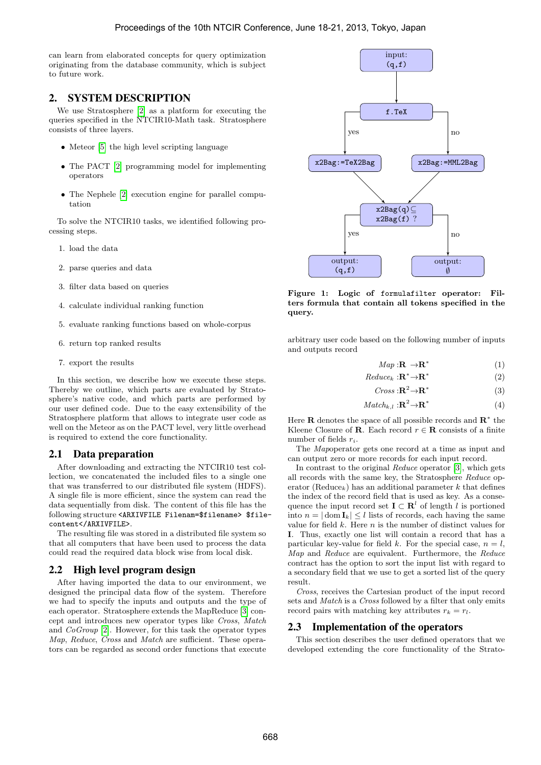can learn from elaborated concepts for query optimization originating from the database community, which is subject to future work.

## 2. SYSTEM DESCRIPTION

We use Stratosphere [2] as a platform for executing the queries specified in the NTCIR10-Math task. Stratosphere consists of three layers.

- Meteor [5] the high level scripting language
- The PACT [2] programming model for implementing operators
- The Nephele [2] execution engine for parallel computation

To solve the NTCIR10 tasks, we identified following processing steps.

1. load the data
2. parse queries and data
3. filter data based on queries
4. calculate individual ranking function
5. evaluate ranking functions based on whole-corpus
6. return top ranked results
7. export the results

In this section, we describe how we execute these steps. Thereby we outline, which parts are evaluated by Stratosphere's native code, and which parts are performed by our user defined code. Due to the easy extensibility of the Stratosphere platform that allows to integrate user code as well on the Meteor as on the PACT level, very little overhead is required to extend the core functionality.

### 2.1 Data preparation

After downloading and extracting the NTCIR10 test collection, we concatenated the included files to a single one that was transferred to our distributed file system (HDFS). A single file is more efficient, since the system can read the data sequentially from disk. The content of this file has the following structure `<ARXIVFILE Filenam=$filename> $filecontent</ARXIVFILE>`.

The resulting file was stored in a distributed file system so that all computers that have been used to process the data could read the required data block wise from local disk.

### 2.2 High level program design

After having imported the data to our environment, we designed the principal data flow of the system. Therefore we had to specify the inputs and outputs and the type of each operator. Stratosphere extends the MapReduce [3] concept and introduces new operator types like *Cross*, *Match* and *CoGroup* [2]. However, for this task the operator types *Map*, *Reduce*, *Cross* and *Match* are sufficient. These operators can be regarded as second order functions that execute arbitrary user code based on the following number of inputs and outputs record

$$Map : \mathbf{R} \rightarrow \mathbf{R}^* \tag{1}$$

$$Reduce_k : \mathbf{R}^* \rightarrow \mathbf{R}^* \tag{2}$$

$$Cross : \mathbf{R}^2 \rightarrow \mathbf{R}^* \tag{3}$$

$$Match_{k,l} : \mathbf{R}^2 \rightarrow \mathbf{R}^* \tag{4}$$

Here $\mathbf{R}$ denotes the space of all possible records and $\mathbf{R}^*$ the Kleene Closure of $\mathbf{R}$. Each record $r \in \mathbf{R}$ consists of a finite number of fields $r_i$.

The *Map*operator gets one record at a time as input and can output zero or more records for each input record.

In contrast to the original *Reduce* operator [3], which gets all records with the same key, the Stratosphere *Reduce* operator ($\text{Reduce}_k$) has an additional parameter $k$ that defines the index of the record field that is used as key. As a consequence the input record set $\mathbf{I} \subset \mathbf{R}^l$ of length $l$ is portioned into $n = |\operatorname{dom} \mathbf{I}_k| \leq l$ lists of records, each having the same value for field $k$. Here $n$ is the number of distinct values for $\mathbf{I}$. Thus, exactly one list will contain a record that has a particular key-value for field $k$. For the special case, $n = l$, *Map* and *Reduce* are equivalent. Furthermore, the *Reduce* contract has the option to sort the input list with regard to a secondary field that we use to get a sorted list of the query result.

*Cross*, receives the Cartesian product of the input record sets and *Match* is a *Cross* followed by a filter that only emits record pairs with matching key attributes $r_k = r_l$.

### 2.3 Implementation of the operators

This section describes the user defined operators that we developed extending the core functionality of the Strato-

**Figure 1: Logic of `formulafilter` operator: Filters formula that contain all tokens specified in the query.**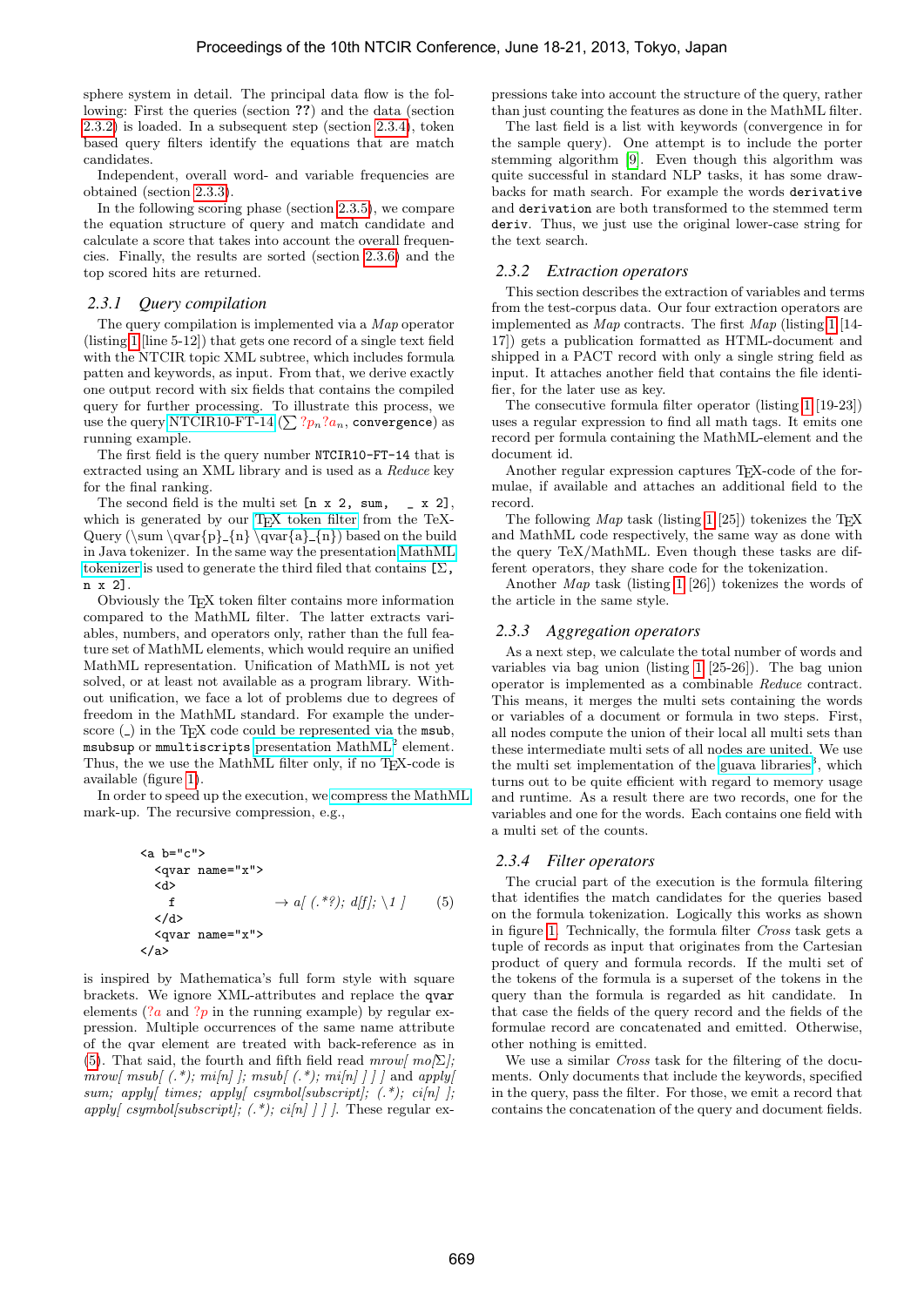sphere system in detail. The principal data flow is the following: First the queries (section ??) and the data (section 2.3.2) is loaded. In a subsequent step (section 2.3.4), token based query filters identify the equations that are match candidates.

Independent, overall word- and variable frequencies are obtained (section 2.3.3).

In the following scoring phase (section 2.3.5), we compare the equation structure of query and match candidate and calculate a score that takes into account the overall frequencies. Finally, the results are sorted (section 2.3.6) and the top scored hits are returned.

### 2.3.1 Query compilation

The query compilation is implemented via a *Map* operator (listing 1 [line 5-12]) that gets one record of a single text field with the NTCIR topic XML subtree, which includes formula patten and keywords, as input. From that, we derive exactly one output record with six fields that contains the compiled query for further processing. To illustrate this process, we use the query NTCIR10-FT-14 ($\sum ?p_n ?a_n$, `convergence`) as running example.

The first field is the query number `NTCIR10-FT-14` that is extracted using an XML library and is used as a *Reduce* key for the final ranking.

The second field is the multi set `[n x 2, sum, _ x 2]`, which is generated by our TEX token filter from the TeX-Query (`\sum \qvar{p}_{n} \qvar{a}_{n}`) based on the build in Java tokenizer. In the same way the presentation MathML tokenizer is used to generate the third filed that contains `[Σ, n x 2]`.

Obviously the TEX token filter contains more information compared to the MathML filter. The latter extracts variables, numbers, and operators only, rather than the full feature set of MathML elements, which would require an unified MathML representation. Unification of MathML is not yet solved, or at least not available as a program library. Without unification, we face a lot of problems due to degrees of freedom in the MathML standard. For example the underscore (_) in the TEX code could be represented via the `msub`, `msubsup` or `mmultiscripts` presentation MathML[2] element. Thus, the we use the MathML filter only, if no TEX-code is available (figure 1).

In order to speed up the execution, we compress the MathML mark-up. The recursive compression, e.g.,

```
<a b="c">
  <qvar name="x">
  <d>
    f                    → a[ (.*?); d[f]; \1 ]     (5)
  </d>
  <qvar name="x">
</a>
```

is inspired by Mathematica's full form style with square brackets. We ignore XML-attributes and replace the `qvar` elements ($?a$ and $?p$ in the running example) by regular expression. Multiple occurrences of the same name attribute of the qvar element are treated with back-reference as in (5). That said, the fourth and fifth field read *mrow[ mo[Σ]; mrow[ msub[ (.\*); mi[n] ]; msub[ (.\*); mi[n] ] ] ]* and *apply[ sum; apply[ times; apply[ csymbol[subscript]; (.\*); ci[n] ]; apply[ csymbol[subscript]; (.\*); ci[n] ] ] ]*. These regular expressions take into account the structure of the query, rather than just counting the features as done in the MathML filter.

The last field is a list with keywords (convergence in for the sample query). One attempt is to include the porter stemming algorithm [9]. Even though this algorithm was quite successful in standard NLP tasks, it has some drawbacks for math search. For example the words `derivative` and `derivation` are both transformed to the stemmed term `deriv`. Thus, we just use the original lower-case string for the text search.

### 2.3.2 Extraction operators

This section describes the extraction of variables and terms from the test-corpus data. Our four extraction operators are implemented as *Map* contracts. The first *Map* (listing 1 [14-17]) gets a publication formatted as HTML-document and shipped in a PACT record with only a single string field as input. It attaches another field that contains the file identifier, for the later use as key.

The consecutive formula filter operator (listing 1 [19-23]) uses a regular expression to find all math tags. It emits one record per formula containing the MathML-element and the document id.

Another regular expression captures TEX-code of the formulae, if available and attaches an additional field to the record.

The following *Map* task (listing 1 [25]) tokenizes the TEX and MathML code respectively, the same way as done with the query TeX/MathML. Even though these tasks are different operators, they share code for the tokenization.

Another *Map* task (listing 1 [26]) tokenizes the words of the article in the same style.

### 2.3.3 Aggregation operators

As a next step, we calculate the total number of words and variables via bag union (listing 1 [25-26]). The bag union operator is implemented as a combinable *Reduce* contract. This means, it merges the multi sets containing the words or variables of a document or formula in two steps. First, all nodes compute the union of their local all multi sets than these intermediate multi sets of all nodes are united. We use the multi set implementation of the guava libraries[3], which turns out to be quite efficient with regard to memory usage and runtime. As a result there are two records, one for the variables and one for the words. Each contains one field with a multi set of the counts.

### 2.3.4 Filter operators

The crucial part of the execution is the formula filtering that identifies the match candidates for the queries based on the formula tokenization. Logically this works as shown in figure 1. Technically, the formula filter *Cross* task gets a tuple of records as input that originates from the Cartesian product of query and formula records. If the multi set of the tokens of the formula is a superset of the tokens in the query than the formula is regarded as hit candidate. In that case the fields of the query record and the fields of the formulae record are concatenated and emitted. Otherwise, other nothing is emitted.

We use a similar *Cross* task for the filtering of the documents. Only documents that include the keywords, specified in the query, pass the filter. For those, we emit a record that contains the concatenation of the query and document fields.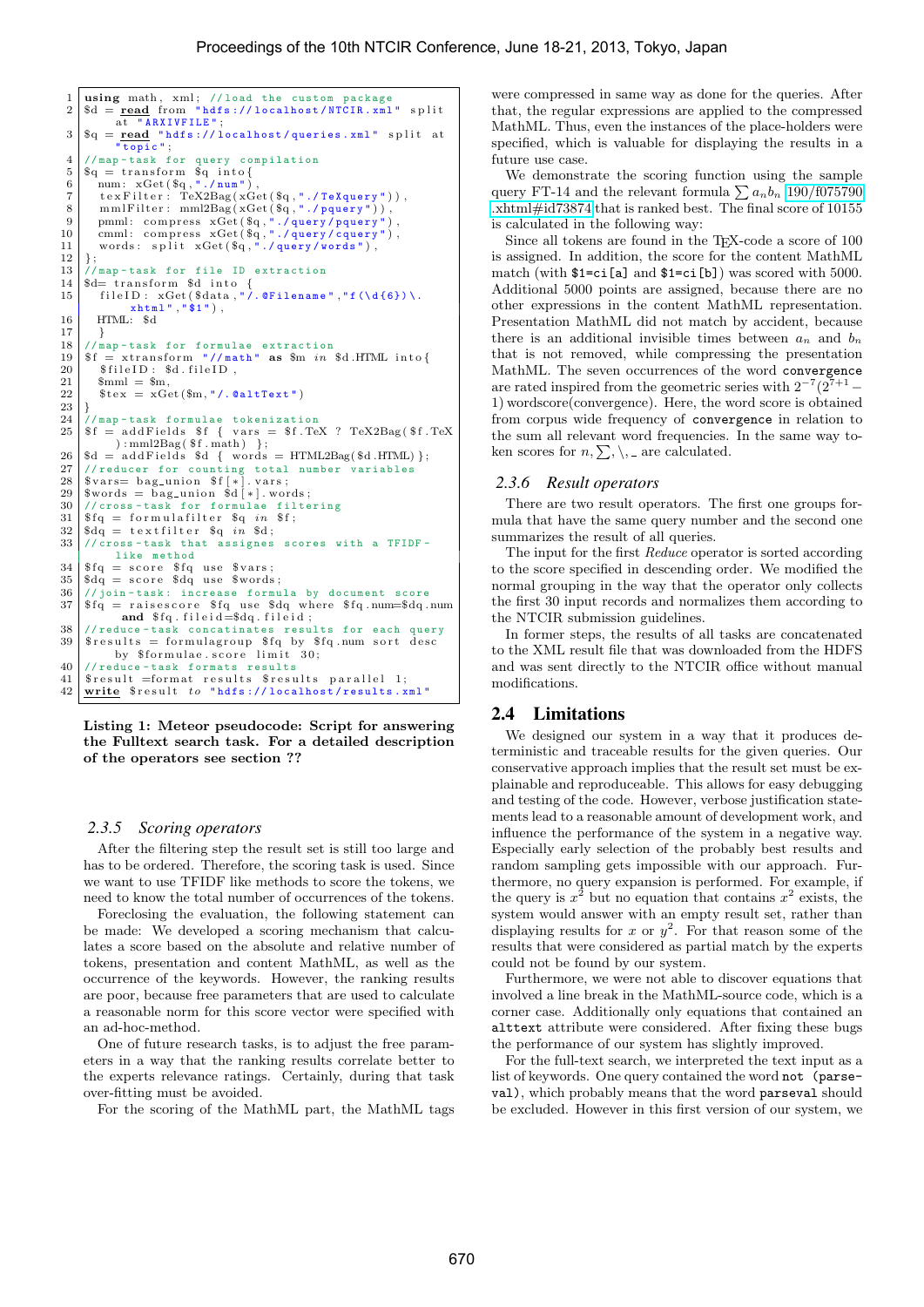```
1  using math, xml; //load the custom package
2  $d = read from "hdfs://localhost/NTCIR.xml" split
       at "ARXIVFILE";
3  $q = read "hdfs://localhost/queries.xml" split at
       "topic";
4  //map-task for query compilation
5  $q = transform $q into{
6    num: xGet($q,"./num"),
7    texFilter: TeX2Bag(xGet($q,"./TeXquery")),
8    mmlFilter: mml2Bag(xGet($q,"./pquery")),
9    pmml: compress xGet($q,"./query/pquery"),
10   cmml: compress xGet($q,"./query/cquery"),
11   words: split xGet($q,"./query/words"),
12 };
13 //map-task for file ID extraction
14 $d= transform $d into {
15   fileID: xGet($data,"/.@Filename","f(\d{6})\.
       xhtml","$1"),
16   HTML: $d
17   }
18 //map-task for formulae extraction
19 $f = xtransform "//math" as $m in $d.HTML into{
20   $fileID: $d.fileID,
21   $mml = $m,
22   $tex = xGet($m,"/.@altText")
23 }
24 //map-task formulae tokenization
25 $f = addFields $f { vars = $f.TeX ? TeX2Bag($f.TeX
       ):mml2Bag($f.math) };
26 $d = addFields $d { words = HTML2Bag($d.HTML) };
27 //reducer for counting total number variables
28 $vars= bag_union $f[*].vars;
29 $words = bag_union $d[*].words;
30 //cross-task for formulae filtering
31 $fq = formulafilter $q in $f;
32 $dq = textfilter $q in $d;
33 //cross-task that assignes scores with a TFIDF-
       like method
34 $fq = score $fq use $vars;
35 $dq = score $dq use $words;
36 //join-task: increase formula by document score
37 $fq = raisescore $fq use $dq where $fq.num=$dq.num
       and $fq.fileid=$dq.fileid;
38 //reduce-task concatinates results for each query
39 $results = formulagroup $fq by $fq.num sort desc
       by $formulae.score limit 30;
40 //reduce-task formats results
41 $result =format results $results parallel 1;
42 write $result to "hdfs://localhost/results.xml"
```

**Listing 1: Meteor pseudocode: Script for answering the Fulltext search task. For a detailed description of the operators see section ??**

### 2.3.5 Scoring operators

After the filtering step the result set is still too large and has to be ordered. Therefore, the scoring task is used. Since we want to use TFIDF like methods to score the tokens, we need to know the total number of occurrences of the tokens.

Foreclosing the evaluation, the following statement can be made: We developed a scoring mechanism that calculates a score based on the absolute and relative number of tokens, presentation and content MathML, as well as the occurrence of the keywords. However, the ranking results are poor, because free parameters that are used to calculate a reasonable norm for this score vector were specified with an ad-hoc-method.

One of future research tasks, is to adjust the free parameters in a way that the ranking results correlate better to the experts relevance ratings. Certainly, during that task over-fitting must be avoided.

For the scoring of the MathML part, the MathML tags were compressed in same way as done for the queries. After that, the regular expressions are applied to the compressed MathML. Thus, even the instances of the place-holders were specified, which is valuable for displaying the results in a future use case.

We demonstrate the scoring function using the sample query FT-14 and the relevant formula $\sum a_n b_n$ 190/f075790.xhtml#id73874 that is ranked best. The final score of 10155 is calculated in the following way:

Since all tokens are found in the TeX-code a score of 100 is assigned. In addition, the score for the content MathML match (with `$1=ci[a]` and `$1=ci[b]`) was scored with 5000. Additional 5000 points are assigned, because there are no other expressions in the content MathML representation. Presentation MathML did not match by accident, because there is an additional invisible times between $a_n$ and $b_n$ that is not removed, while compressing the presentation MathML. The seven occurrences of the word `convergence` are rated inspired from the geometric series with $2^{-7}(2^{7+1} - 1)$ wordscore(convergence). Here, the word score is obtained from corpus wide frequency of `convergence` in relation to the sum all relevant word frequencies. In the same way token scores for $n, \sum, \backslash, \_$ are calculated.

### 2.3.6 Result operators

There are two result operators. The first one groups formula that have the same query number and the second one summarizes the result of all queries.

The input for the first *Reduce* operator is sorted according to the score specified in descending order. We modified the normal grouping in the way that the operator only collects the first 30 input records and normalizes them according to the NTCIR submission guidelines.

In former steps, the results of all tasks are concatenated to the XML result file that was downloaded from the HDFS and was sent directly to the NTCIR office without manual modifications.

## 2.4 Limitations

We designed our system in a way that it produces deterministic and traceable results for the given queries. Our conservative approach implies that the result set must be explainable and reproduceable. This allows for easy debugging and testing of the code. However, verbose justification statements lead to a reasonable amount of development work, and influence the performance of the system in a negative way. Especially early selection of the probably best results and random sampling gets impossible with our approach. Furthermore, no query expansion is performed. For example, if the query is $x^2$ but no equation that contains $x^2$ exists, the system would answer with an empty result set, rather than displaying results for $x$ or $y^2$. For that reason some of the results that were considered as partial match by the experts could not be found by our system.

Furthermore, we were not able to discover equations that involved a line break in the MathML-source code, which is a corner case. Additionally only equations that contained an `alttext` attribute were considered. After fixing these bugs the performance of our system has slightly improved.

For the full-text search, we interpreted the text input as a list of keywords. One query contained the word `not (parseval)`, which probably means that the word `parseval` should be excluded. However in this first version of our system, we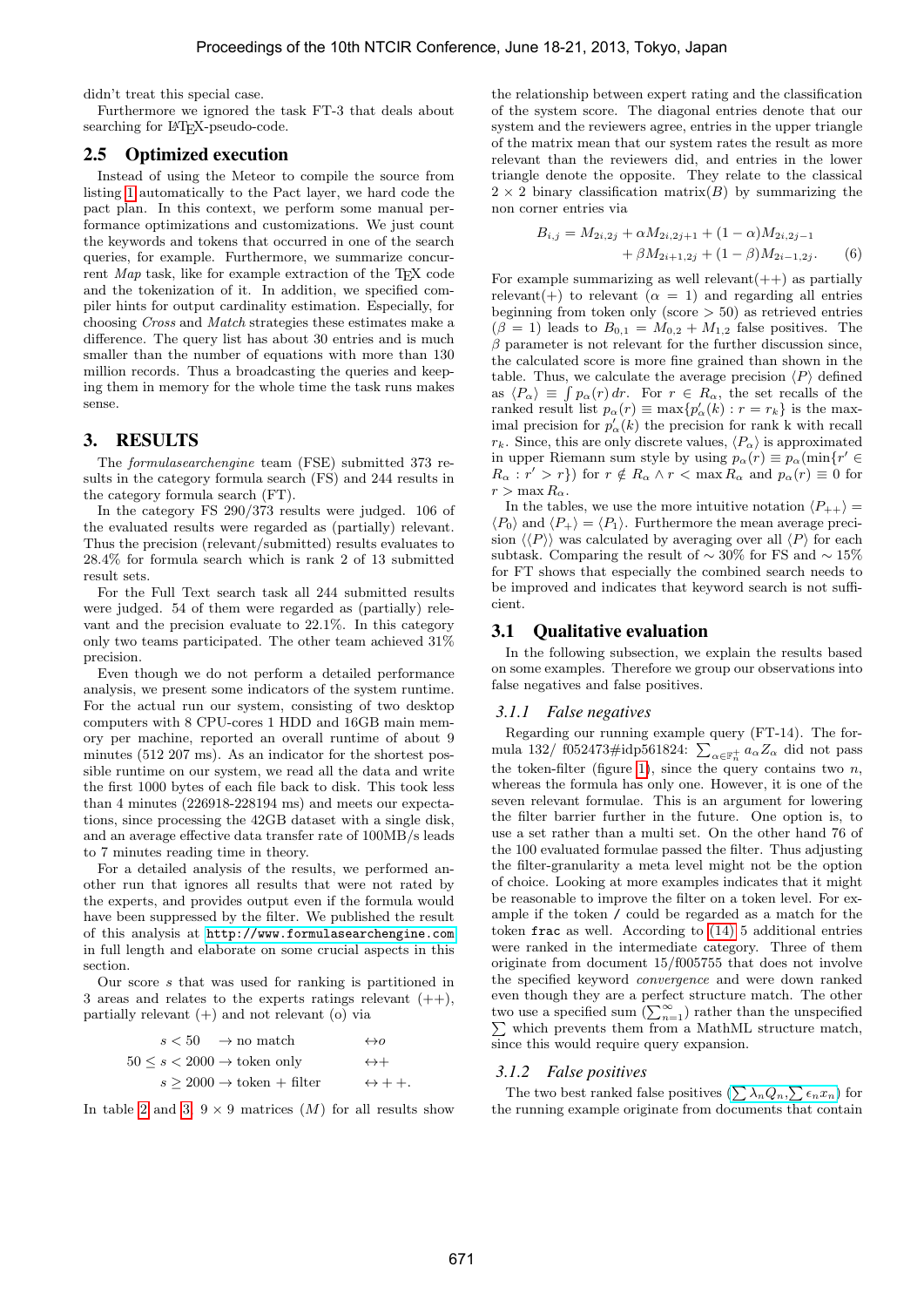didn't treat this special case.

Furthermore we ignored the task FT-3 that deals about searching for LaTeX-pseudo-code.

## 2.5 Optimized execution

Instead of using the Meteor to compile the source from listing 1 automatically to the Pact layer, we hard code the pact plan. In this context, we perform some manual performance optimizations and customizations. We just count the keywords and tokens that occurred in one of the search queries, for example. Furthermore, we summarize concurrent *Map* task, like for example extraction of the TeX code and the tokenization of it. In addition, we specified compiler hints for output cardinality estimation. Especially, for choosing *Cross* and *Match* strategies these estimates make a difference. The query list has about 30 entries and is much smaller than the number of equations with more than 130 million records. Thus a broadcasting the queries and keeping them in memory for the whole time the task runs makes sense.

# 3. RESULTS

The *formulasearchengine* team (FSE) submitted 373 results in the category formula search (FS) and 244 results in the category formula search (FT).

In the category FS 290/373 results were judged. 106 of the evaluated results were regarded as (partially) relevant. Thus the precision (relevant/submitted) results evaluates to 28.4% for formula search which is rank 2 of 13 submitted result sets.

For the Full Text search task all 244 submitted results were judged. 54 of them were regarded as (partially) relevant and the precision evaluate to 22.1%. In this category only two teams participated. The other team achieved 31% precision.

Even though we do not perform a detailed performance analysis, we present some indicators of the system runtime. For the actual run our system, consisting of two desktop computers with 8 CPU-cores 1 HDD and 16GB main memory per machine, reported an overall runtime of about 9 minutes (512 207 ms). As an indicator for the shortest possible runtime on our system, we read all the data and write the first 1000 bytes of each file back to disk. This took less than 4 minutes (226918-228194 ms) and meets our expectations, since processing the 42GB dataset with a single disk, and an average effective data transfer rate of 100MB/s leads to 7 minutes reading time in theory.

For a detailed analysis of the results, we performed another run that ignores all results that were not rated by the experts, and provides output even if the formula would have been suppressed by the filter. We published the result of this analysis at http://www.formulasearchengine.com in full length and elaborate on some crucial aspects in this section.

Our score $s$ that was used for ranking is partitioned in 3 areas and relates to the experts ratings relevant (++), partially relevant (+) and not relevant (o) via

$$
\begin{aligned}
s < 50 \quad &\rightarrow \text{no match} &&\leftrightarrow o\\
50 \leq s < 2000 &\rightarrow \text{token only} &&\leftrightarrow +\\
s \geq 2000 &\rightarrow \text{token + filter} &&\leftrightarrow ++.
\end{aligned}
$$

In table 2 and 3: $9 \times 9$ matrices ($M$) for all results show the relationship between expert rating and the classification of the system score. The diagonal entries denote that our system and the reviewers agree, entries in the upper triangle of the matrix mean that our system rates the result as more relevant than the reviewers did, and entries in the lower triangle denote the opposite. They relate to the classical $2 \times 2$ binary classification matrix($B$) by summarizing the non corner entries via

$$
\begin{aligned}
B_{i,j} = M_{2i,2j} &+ \alpha M_{2i,2j+1} + (1-\alpha) M_{2i,2j-1}\\
&+ \beta M_{2i+1,2j} + (1-\beta) M_{2i-1,2j}. \qquad (6)
\end{aligned}
$$

For example summarizing as well relevant(++) as partially relevant(+) to relevant ($\alpha = 1$) and regarding all entries beginning from token only (score > 50) as retrieved entries ($\beta = 1$) leads to $B_{0,1} = M_{0,2} + M_{1,2}$ false positives. The $\beta$ parameter is not relevant for the further discussion since, the calculated score is more fine grained than shown in the table. Thus, we calculate the average precision $\langle P \rangle$ defined as $\langle P_\alpha \rangle \equiv \int p_\alpha(r)\,dr$. For $r \in R_\alpha$, the set recalls of the ranked result list $p_\alpha(r) \equiv \max\{p'_\alpha(k) : r = r_k\}$ is the maximal precision for $p'_\alpha(k)$ the precision for rank k with recall $r_k$. Since, this are only discrete values, $\langle P_\alpha \rangle$ is approximated in upper Riemann sum style by using $p_\alpha(r) \equiv p_\alpha(\min\{r' \in R_\alpha : r' > r\})$ for $r \notin R_\alpha \wedge r < \max R_\alpha$ and $p_\alpha(r) \equiv 0$ for $r > \max R_\alpha$.

In the tables, we use the more intuitive notation $\langle P_{++} \rangle = \langle P_0 \rangle$ and $\langle P_+ \rangle = \langle P_1 \rangle$. Furthermore the mean average precision $\langle\langle P \rangle\rangle$ was calculated by averaging over all $\langle P \rangle$ for each subtask. Comparing the result of $\sim 30\%$ for FS and $\sim 15\%$ for FT shows that especially the combined search needs to be improved and indicates that keyword search is not sufficient.

## 3.1 Qualitative evaluation

In the following subsection, we explain the results based on some examples. Therefore we group our observations into false negatives and false positives.

### *3.1.1 False negatives*

Regarding our running example query (FT-14). The formula 132/ f052473#idp561824: $\sum_{\alpha \in \mathbb{F}_n^+} a_\alpha Z_\alpha$ did not pass the token-filter (figure 1), since the query contains two $n$, whereas the formula has only one. However, it is one of the seven relevant formulae. This is an argument for lowering the filter barrier further in the future. One option is, to use a set rather than a multi set. On the other hand 76 of the 100 evaluated formulae passed the filter. Thus adjusting the filter-granularity a meta level might not be the option of choice. Looking at more examples indicates that it might be reasonable to improve the filter on a token level. For example if the token `/` could be regarded as a match for the token `frac` as well. According to (14) 5 additional entries were ranked in the intermediate category. Three of them originate from document 15/f005755 that does not involve the specified keyword *convergence* and were down ranked even though they are a perfect structure match. The other two use a specified sum ($\sum_{n=1}^{\infty}$) rather than the unspecified $\sum$ which prevents them from a MathML structure match, since this would require query expansion.

### *3.1.2 False positives*

The two best ranked false positives ($\sum \lambda_n Q_n, \sum \epsilon_n x_n$) for the running example originate from documents that contain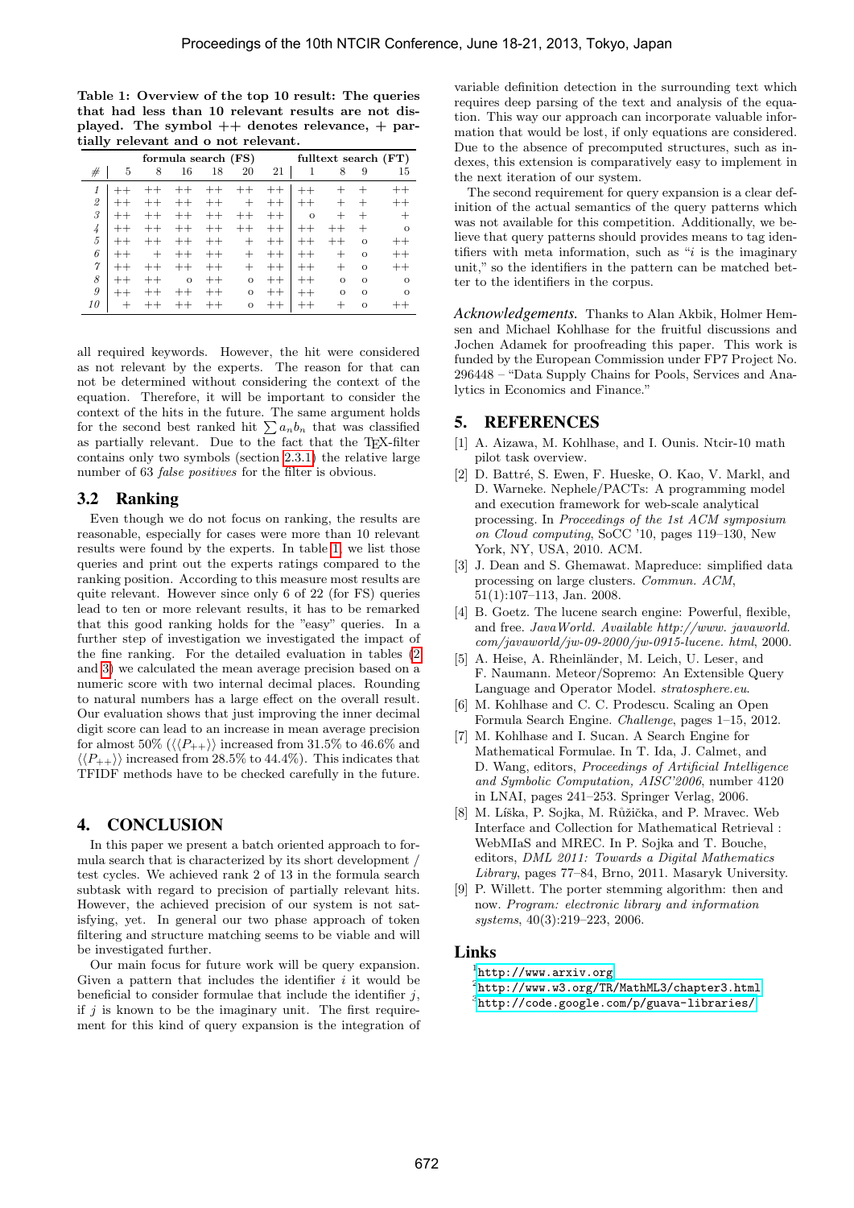**Table 1: Overview of the top 10 result: The queries that had less than 10 relevant results are not displayed. The symbol ++ denotes relevance, + partially relevant and o not relevant.**

| | formula search (FS) | | | | | | fulltext search (FT) | | | |
|---|---|---|---|---|---|---|---|---|---|---|
| # | 5 | 8 | 16 | 18 | 20 | 21 | 1 | 8 | 9 | 15 |
| *1* | ++ | ++ | ++ | ++ | ++ | ++ | ++ | + | + | ++ |
| *2* | ++ | ++ | ++ | ++ | + | ++ | ++ | + | + | ++ |
| *3* | ++ | ++ | ++ | ++ | ++ | ++ | o | + | + | + |
| *4* | ++ | ++ | ++ | ++ | ++ | ++ | ++ | ++ | + | o |
| *5* | ++ | ++ | ++ | ++ | + | ++ | ++ | ++ | o | ++ |
| *6* | ++ | + | ++ | ++ | + | ++ | ++ | + | o | ++ |
| *7* | ++ | ++ | ++ | ++ | + | ++ | ++ | + | o | ++ |
| *8* | ++ | ++ | o | ++ | o | ++ | ++ | o | o | o |
| *9* | ++ | ++ | ++ | ++ | o | ++ | ++ | o | o | o |
| *10* | + | ++ | ++ | ++ | o | ++ | ++ | + | o | ++ |

all required keywords. However, the hit were considered as not relevant by the experts. The reason for that can not be determined without considering the context of the equation. Therefore, it will be important to consider the context of the hits in the future. The same argument holds for the second best ranked hit $\sum a_n b_n$ that was classified as partially relevant. Due to the fact that the TEX-filter contains only two symbols (section 2.3.1) the relative large number of 63 *false positives* for the filter is obvious.

## 3.2 Ranking

Even though we do not focus on ranking, the results are reasonable, especially for cases were more than 10 relevant results were found by the experts. In table 1, we list those queries and print out the experts ratings compared to the ranking position. According to this measure most results are quite relevant. However since only 6 of 22 (for FS) queries lead to ten or more relevant results, it has to be remarked that this good ranking holds for the "easy" queries. In a further step of investigation we investigated the impact of the fine ranking. For the detailed evaluation in tables (2 and 3) we calculated the mean average precision based on a numeric score with two internal decimal places. Rounding to natural numbers has a large effect on the overall result. Our evaluation shows that just improving the inner decimal digit score can lead to an increase in mean average precision for almost 50% ($\langle\langle P_{++}\rangle\rangle$ increased from 31.5% to 46.6% and $\langle\langle P_{++}\rangle\rangle$ increased from 28.5% to 44.4%). This indicates that TFIDF methods have to be checked carefully in the future.

# 4. CONCLUSION

In this paper we present a batch oriented approach to formula search that is characterized by its short development / test cycles. We achieved rank 2 of 13 in the formula search subtask with regard to precision of partially relevant hits. However, the achieved precision of our system is not satisfying, yet. In general our two phase approach of token filtering and structure matching seems to be viable and will be investigated further.

Our main focus for future work will be query expansion. Given a pattern that includes the identifier $i$ it would be beneficial to consider formulae that include the identifier $j$, if $j$ is known to be the imaginary unit. The first requirement for this kind of query expansion is the integration of variable definition detection in the surrounding text which requires deep parsing of the text and analysis of the equation. This way our approach can incorporate valuable information that would be lost, if only equations are considered. Due to the absence of precomputed structures, such as indexes, this extension is comparatively easy to implement in the next iteration of our system.

The second requirement for query expansion is a clear definition of the actual semantics of the query patterns which was not available for this competition. Additionally, we believe that query patterns should provides means to tag identifiers with meta information, such as "$i$ is the imaginary unit," so the identifiers in the pattern can be matched better to the identifiers in the corpus.

*Acknowledgements.* Thanks to Alan Akbik, Holmer Hemsen and Michael Kohlhase for the fruitful discussions and Jochen Adamek for proofreading this paper. This work is funded by the European Commission under FP7 Project No. 296448 – "Data Supply Chains for Pools, Services and Analytics in Economics and Finance."

# 5. REFERENCES

[1] A. Aizawa, M. Kohlhase, and I. Ounis. Ntcir-10 math pilot task overview.

[2] D. Battré, S. Ewen, F. Hueske, O. Kao, V. Markl, and D. Warneke. Nephele/PACTs: A programming model and execution framework for web-scale analytical processing. In *Proceedings of the 1st ACM symposium on Cloud computing*, SoCC '10, pages 119–130, New York, NY, USA, 2010. ACM.

[3] J. Dean and S. Ghemawat. Mapreduce: simplified data processing on large clusters. *Commun. ACM*, 51(1):107–113, Jan. 2008.

[4] B. Goetz. The lucene search engine: Powerful, flexible, and free. *JavaWorld. Available http://www. javaworld. com/javaworld/jw-09-2000/jw-0915-lucene. html*, 2000.

[5] A. Heise, A. Rheinländer, M. Leich, U. Leser, and F. Naumann. Meteor/Sopremo: An Extensible Query Language and Operator Model. *stratosphere.eu*.

[6] M. Kohlhase and C. C. Prodescu. Scaling an Open Formula Search Engine. *Challenge*, pages 1–15, 2012.

[7] M. Kohlhase and I. Sucan. A Search Engine for Mathematical Formulae. In T. Ida, J. Calmet, and D. Wang, editors, *Proceedings of Artificial Intelligence and Symbolic Computation, AISC'2006*, number 4120 in LNAI, pages 241–253. Springer Verlag, 2006.

[8] M. Líška, P. Sojka, M. Růžička, and P. Mravec. Web Interface and Collection for Mathematical Retrieval : WebMIaS and MREC. In P. Sojka and T. Bouche, editors, *DML 2011: Towards a Digital Mathematics Library*, pages 77–84, Brno, 2011. Masaryk University.

[9] P. Willett. The porter stemming algorithm: then and now. *Program: electronic library and information systems*, 40(3):219–223, 2006.

## Links

[1] http://www.arxiv.org
[2] http://www.w3.org/TR/MathML3/chapter3.html
[3] http://code.google.com/p/guava-libraries/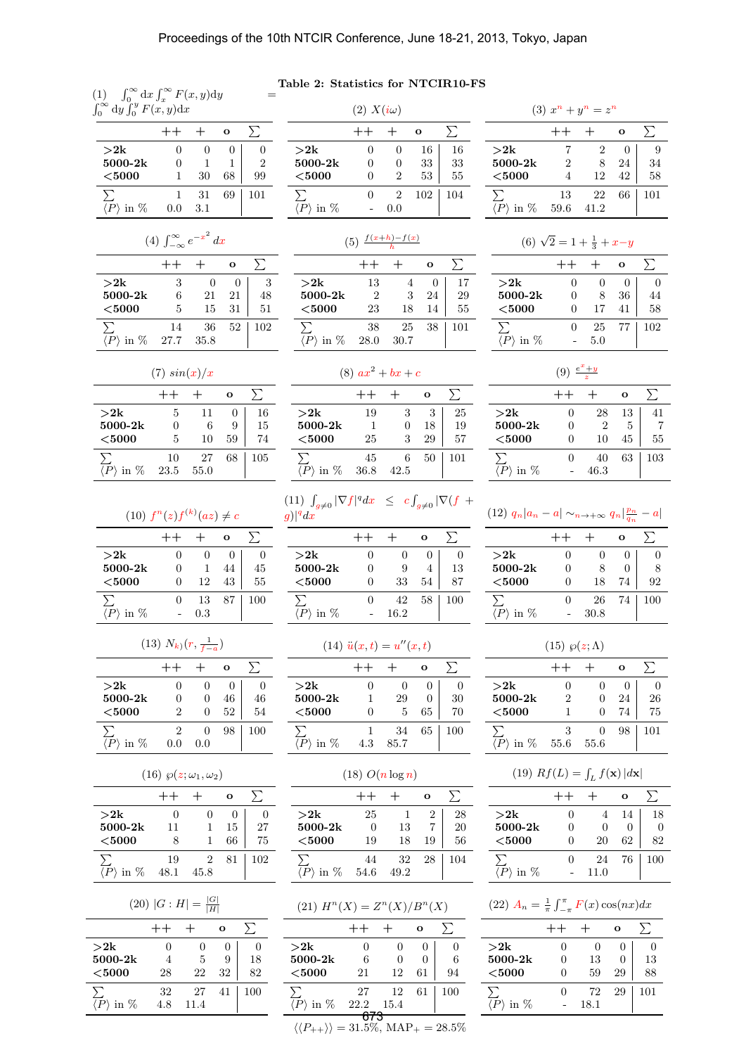**Table 2: Statistics for NTCIR10-FS**

(1) $\int_0^\infty \mathrm{d}x \int_x^\infty F(x,y)\mathrm{d}y = \int_0^\infty \mathrm{d}y \int_0^y F(x,y)\mathrm{d}x$

| | ++ | + | o | $\sum$ |
|---|---|---|---|---|
| **>2k** | 0 | 0 | 0 | 0 |
| **5000-2k** | 0 | 1 | 1 | 2 |
| **<5000** | 1 | 30 | 68 | 99 |
| $\sum$ | 1 | 31 | 69 | 101 |
| $\langle P\rangle$ in % | 0.0 | 3.1 | | |

(2) $X(i\omega)$

| | ++ | + | o | $\sum$ |
|---|---|---|---|---|
| **>2k** | 0 | 0 | 16 | 16 |
| **5000-2k** | 0 | 0 | 33 | 33 |
| **<5000** | 0 | 2 | 53 | 55 |
| $\sum$ | 0 | 2 | 102 | 104 |
| $\langle P\rangle$ in % | - | 0.0 | | |

(3) $x^n + y^n = z^n$

| | ++ | + | o | $\sum$ |
|---|---|---|---|---|
| **>2k** | 7 | 2 | 0 | 9 |
| **5000-2k** | 2 | 8 | 24 | 34 |
| **<5000** | 4 | 12 | 42 | 58 |
| $\sum$ | 13 | 22 | 66 | 101 |
| $\langle P\rangle$ in % | 59.6 | 41.2 | | |

(4) $\int_{-\infty}^{\infty} e^{-x^2}\, dx$

| | ++ | + | o | $\sum$ |
|---|---|---|---|---|
| **>2k** | 3 | 0 | 0 | 3 |
| **5000-2k** | 6 | 21 | 21 | 48 |
| **<5000** | 5 | 15 | 31 | 51 |
| $\sum$ | 14 | 36 | 52 | 102 |
| $\langle P\rangle$ in % | 27.7 | 35.8 | | |

(5) $\frac{f(x+h)-f(x)}{h}$

| | ++ | + | o | $\sum$ |
|---|---|---|---|---|
| **>2k** | 13 | 4 | 0 | 17 |
| **5000-2k** | 2 | 3 | 24 | 29 |
| **<5000** | 23 | 18 | 14 | 55 |
| $\sum$ | 38 | 25 | 38 | 101 |
| $\langle P\rangle$ in % | 28.0 | 30.7 | | |

(6) $\sqrt{2} = 1 + \frac{1}{3} + x - y$

| | ++ | + | o | $\sum$ |
|---|---|---|---|---|
| **>2k** | 0 | 0 | 0 | 0 |
| **5000-2k** | 0 | 8 | 36 | 44 |
| **<5000** | 0 | 17 | 41 | 58 |
| $\sum$ | 0 | 25 | 77 | 102 |
| $\langle P\rangle$ in % | - | 5.0 | | |

(7) $sin(x)/x$

| | ++ | + | o | $\sum$ |
|---|---|---|---|---|
| **>2k** | 5 | 11 | 0 | 16 |
| **5000-2k** | 0 | 6 | 9 | 15 |
| **<5000** | 5 | 10 | 59 | 74 |
| $\sum$ | 10 | 27 | 68 | 105 |
| $\langle P\rangle$ in % | 23.5 | 55.0 | | |

(8) $ax^2 + bx + c$

| | ++ | + | o | $\sum$ |
|---|---|---|---|---|
| **>2k** | 19 | 3 | 3 | 25 |
| **5000-2k** | 1 | 0 | 18 | 19 |
| **<5000** | 25 | 3 | 29 | 57 |
| $\sum$ | 45 | 6 | 50 | 101 |
| $\langle P\rangle$ in % | 36.8 | 42.5 | | |

(9) $\frac{e^x + y}{z}$

| | ++ | + | o | $\sum$ |
|---|---|---|---|---|
| **>2k** | 0 | 28 | 13 | 41 |
| **5000-2k** | 0 | 2 | 5 | 7 |
| **<5000** | 0 | 10 | 45 | 55 |
| $\sum$ | 0 | 40 | 63 | 103 |
| $\langle P\rangle$ in % | - | 46.3 | | |

(10) $f^n(z)f^{(k)}(az) \neq c$

| | ++ | + | o | $\sum$ |
|---|---|---|---|---|
| **>2k** | 0 | 0 | 0 | 0 |
| **5000-2k** | 0 | 1 | 44 | 45 |
| **<5000** | 0 | 12 | 43 | 55 |
| $\sum$ | 0 | 13 | 87 | 100 |
| $\langle P\rangle$ in % | - | 0.3 | | |

(11) $\int_{g\neq 0} |\nabla f|^q dx \;\leq\; c\int_{g\neq 0} |\nabla(f+g)|^q dx$

| | ++ | + | o | $\sum$ |
|---|---|---|---|---|
| **>2k** | 0 | 0 | 0 | 0 |
| **5000-2k** | 0 | 9 | 4 | 13 |
| **<5000** | 0 | 33 | 54 | 87 |
| $\sum$ | 0 | 42 | 58 | 100 |
| $\langle P\rangle$ in % | - | 16.2 | | |

(12) $q_n|a_n - a| \sim_{n\to+\infty} q_n|\frac{p_n}{q_n} - a|$

| | ++ | + | o | $\sum$ |
|---|---|---|---|---|
| **>2k** | 0 | 0 | 0 | 0 |
| **5000-2k** | 0 | 8 | 0 | 8 |
| **<5000** | 0 | 18 | 74 | 92 |
| $\sum$ | 0 | 26 | 74 | 100 |
| $\langle P\rangle$ in % | - | 30.8 | | |

(13) $N_{k)}(r, \frac{1}{f-a})$

| | ++ | + | o | $\sum$ |
|---|---|---|---|---|
| **>2k** | 0 | 0 | 0 | 0 |
| **5000-2k** | 0 | 0 | 46 | 46 |
| **<5000** | 2 | 0 | 52 | 54 |
| $\sum$ | 2 | 0 | 98 | 100 |
| $\langle P\rangle$ in % | 0.0 | 0.0 | | |

(14) $\ddot{u}(x,t) = u''(x,t)$

| | ++ | + | o | $\sum$ |
|---|---|---|---|---|
| **>2k** | 0 | 0 | 0 | 0 |
| **5000-2k** | 1 | 29 | 0 | 30 |
| **<5000** | 0 | 5 | 65 | 70 |
| $\sum$ | 1 | 34 | 65 | 100 |
| $\langle P\rangle$ in % | 4.3 | 85.7 | | |

(15) $\wp(z;\Lambda)$

| | ++ | + | o | $\sum$ |
|---|---|---|---|---|
| **>2k** | 0 | 0 | 0 | 0 |
| **5000-2k** | 2 | 0 | 24 | 26 |
| **<5000** | 1 | 0 | 74 | 75 |
| $\sum$ | 3 | 0 | 98 | 101 |
| $\langle P\rangle$ in % | 55.6 | 55.6 | | |

(16) $\wp(z;\omega_1,\omega_2)$

| | ++ | + | o | $\sum$ |
|---|---|---|---|---|
| **>2k** | 0 | 0 | 0 | 0 |
| **5000-2k** | 11 | 1 | 15 | 27 |
| **<5000** | 8 | 1 | 66 | 75 |
| $\sum$ | 19 | 2 | 81 | 102 |
| $\langle P\rangle$ in % | 48.1 | 45.8 | | |

(18) $O(n \log n)$

| | ++ | + | o | $\sum$ |
|---|---|---|---|---|
| **>2k** | 25 | 1 | 2 | 28 |
| **5000-2k** | 0 | 13 | 7 | 20 |
| **<5000** | 19 | 18 | 19 | 56 |
| $\sum$ | 44 | 32 | 28 | 104 |
| $\langle P\rangle$ in % | 54.6 | 49.2 | | |

(19) $Rf(L) = \int_L f(\mathbf{x})\,|d\mathbf{x}|$

| | ++ | + | o | $\sum$ |
|---|---|---|---|---|
| **>2k** | 0 | 4 | 14 | 18 |
| **5000-2k** | 0 | 0 | 0 | 0 |
| **<5000** | 0 | 20 | 62 | 82 |
| $\sum$ | 0 | 24 | 76 | 100 |
| $\langle P\rangle$ in % | - | 11.0 | | |

(20) $|G:H| = \frac{|G|}{|H|}$

| | ++ | + | o | $\sum$ |
|---|---|---|---|---|
| **>2k** | 0 | 0 | 0 | 0 |
| **5000-2k** | 4 | 5 | 9 | 18 |
| **<5000** | 28 | 22 | 32 | 82 |
| $\sum$ | 32 | 27 | 41 | 100 |
| $\langle P\rangle$ in % | 4.8 | 11.4 | | |

(21) $H^n(X) = Z^n(X)/B^n(X)$

| | ++ | + | o | $\sum$ |
|---|---|---|---|---|
| **>2k** | 0 | 0 | 0 | 0 |
| **5000-2k** | 6 | 0 | 0 | 6 |
| **<5000** | 21 | 12 | 61 | 94 |
| $\sum$ | 27 | 12 | 61 | 100 |
| $\langle P\rangle$ in % | 22.2 | 15.4 | | |

(22) $A_n = \frac{1}{\pi}\int_{-\pi}^{\pi} F(x)\cos(nx)dx$

| | ++ | + | o | $\sum$ |
|---|---|---|---|---|
| **>2k** | 0 | 0 | 0 | 0 |
| **5000-2k** | 0 | 13 | 0 | 13 |
| **<5000** | 0 | 59 | 29 | 88 |
| $\sum$ | 0 | 72 | 29 | 101 |
| $\langle P\rangle$ in % | - | 18.1 | | |

$\langle\langle P_{++}\rangle\rangle = 31.5\%$, $\mathrm{MAP}_+ = 28.5\%$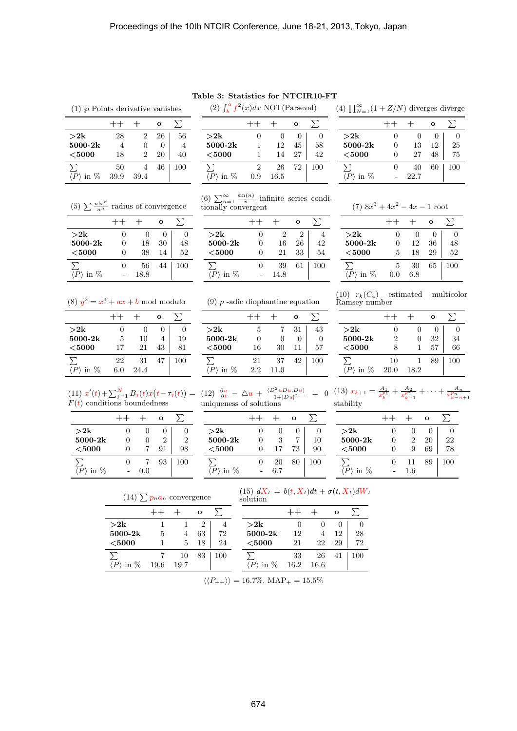**Table 3: Statistics for NTCIR10-FT**

(1) $\wp$ Points derivative vanishes

| | ++ | + | o | $\sum$ |
|---|---|---|---|---|
| **>2k** | 28 | 2 | 26 | 56 |
| **5000-2k** | 4 | 0 | 0 | 4 |
| **<5000** | 18 | 2 | 20 | 40 |
| $\sum$ | 50 | 4 | 46 | 100 |
| $\langle P \rangle$ in % | 39.9 | 39.4 | | |

(2) $\int_b^a f^2(x)dx$ NOT(Parseval)

| | ++ | + | o | $\sum$ |
|---|---|---|---|---|
| **>2k** | 0 | 0 | 0 | 0 |
| **5000-2k** | 1 | 12 | 45 | 58 |
| **<5000** | 1 | 14 | 27 | 42 |
| $\sum$ | 2 | 26 | 72 | 100 |
| $\langle P \rangle$ in % | 0.9 | 16.5 | | |

(4) $\prod_{N=1}^{\infty}(1 + Z/N)$ diverges diverge

| | ++ | + | o | $\sum$ |
|---|---|---|---|---|
| **>2k** | 0 | 0 | 0 | 0 |
| **5000-2k** | 0 | 13 | 12 | 25 |
| **<5000** | 0 | 27 | 48 | 75 |
| $\sum$ | 0 | 40 | 60 | 100 |
| $\langle P \rangle$ in % | - | 22.7 | | |

(5) $\sum \frac{n!x^n}{n^n}$ radius of convergence

| | ++ | + | o | $\sum$ |
|---|---|---|---|---|
| **>2k** | 0 | 0 | 0 | 0 |
| **5000-2k** | 0 | 18 | 30 | 48 |
| **<5000** | 0 | 38 | 14 | 52 |
| $\sum$ | 0 | 56 | 44 | 100 |
| $\langle P \rangle$ in % | - | 18.8 | | |

(6) $\sum_{n=1}^{\infty} \frac{\sin(n)}{n}$ infinite series conditionally convergent

| | ++ | + | o | $\sum$ |
|---|---|---|---|---|
| **>2k** | 0 | 2 | 2 | 4 |
| **5000-2k** | 0 | 16 | 26 | 42 |
| **<5000** | 0 | 21 | 33 | 54 |
| $\sum$ | 0 | 39 | 61 | 100 |
| $\langle P \rangle$ in % | - | 14.8 | | |

(7) $8x^3 + 4x^2 - 4x - 1$ root

| | ++ | + | o | $\sum$ |
|---|---|---|---|---|
| **>2k** | 0 | 0 | 0 | 0 |
| **5000-2k** | 0 | 12 | 36 | 48 |
| **<5000** | 5 | 18 | 29 | 52 |
| $\sum$ | 5 | 30 | 65 | 100 |
| $\langle P \rangle$ in % | 0.0 | 6.8 | | |

(8) $y^2 = x^3 + ax + b$ mod modulo

| | ++ | + | o | $\sum$ |
|---|---|---|---|---|
| **>2k** | 0 | 0 | 0 | 0 |
| **5000-2k** | 5 | 10 | 4 | 19 |
| **<5000** | 17 | 21 | 43 | 81 |
| $\sum$ | 22 | 31 | 47 | 100 |
| $\langle P \rangle$ in % | 6.0 | 24.4 | | |

(9) $p$ -adic diophantine equation

| | ++ | + | o | $\sum$ |
|---|---|---|---|---|
| **>2k** | 5 | 7 | 31 | 43 |
| **5000-2k** | 0 | 0 | 0 | 0 |
| **<5000** | 16 | 30 | 11 | 57 |
| $\sum$ | 21 | 37 | 42 | 100 |
| $\langle P \rangle$ in % | 2.2 | 11.0 | | |

(10) $r_k(C_4)$ estimated multicolor Ramsey number

| | ++ | + | o | $\sum$ |
|---|---|---|---|---|
| **>2k** | 0 | 0 | 0 | 0 |
| **5000-2k** | 2 | 0 | 32 | 34 |
| **<5000** | 8 | 1 | 57 | 66 |
| $\sum$ | 10 | 1 | 89 | 100 |
| $\langle P \rangle$ in % | 20.0 | 18.2 | | |

(11) $x'(t) + \sum_{j=1}^{N} B_j(t)x(t - \tau_j(t)) = F(t)$ conditions boundedness

| | ++ | + | o | $\sum$ |
|---|---|---|---|---|
| **>2k** | 0 | 0 | 0 | 0 |
| **5000-2k** | 0 | 0 | 2 | 2 |
| **<5000** | 0 | 7 | 91 | 98 |
| $\sum$ | 0 | 7 | 93 | 100 |
| $\langle P \rangle$ in % | - | 0.0 | | |

(12) $\frac{\partial u}{\partial t} - \triangle u + \frac{\langle D^2 u Du, Du \rangle}{1+|Du|^2} = 0$ uniqueness of solutions

| | ++ | + | o | $\sum$ |
|---|---|---|---|---|
| **>2k** | 0 | 0 | 0 | 0 |
| **5000-2k** | 0 | 3 | 7 | 10 |
| **<5000** | 0 | 17 | 73 | 90 |
| $\sum$ | 0 | 20 | 80 | 100 |
| $\langle P \rangle$ in % | - | 6.7 | | |

(13) $x_{k+1} = \frac{A_1}{x_k^{p_1}} + \frac{A_2}{x_{k-1}^{p_2}} + \cdots + \frac{A_n}{x_{k-n+1}^{p_n}}$ stability

| | ++ | + | o | $\sum$ |
|---|---|---|---|---|
| **>2k** | 0 | 0 | 0 | 0 |
| **5000-2k** | 0 | 2 | 20 | 22 |
| **<5000** | 0 | 9 | 69 | 78 |
| $\sum$ | 0 | 11 | 89 | 100 |
| $\langle P \rangle$ in % | - | 1.6 | | |

(14) $\sum p_n a_n$ convergence

| | ++ | + | o | $\sum$ |
|---|---|---|---|---|
| **>2k** | 1 | 1 | 2 | 4 |
| **5000-2k** | 5 | 4 | 63 | 72 |
| **<5000** | 1 | 5 | 18 | 24 |
| $\sum$ | 7 | 10 | 83 | 100 |
| $\langle P \rangle$ in % | 19.6 | 19.7 | | |

(15) $dX_t = b(t, X_t)dt + \sigma(t, X_t)dW_t$ solution

| | ++ | + | o | $\sum$ |
|---|---|---|---|---|
| **>2k** | 0 | 0 | 0 | 0 |
| **5000-2k** | 12 | 4 | 12 | 28 |
| **<5000** | 21 | 22 | 29 | 72 |
| $\sum$ | 33 | 26 | 41 | 100 |
| $\langle P \rangle$ in % | 16.2 | 16.6 | | |

$\langle\langle P_{++} \rangle\rangle = 16.7\%$, $\text{MAP}_+ = 15.5\%$